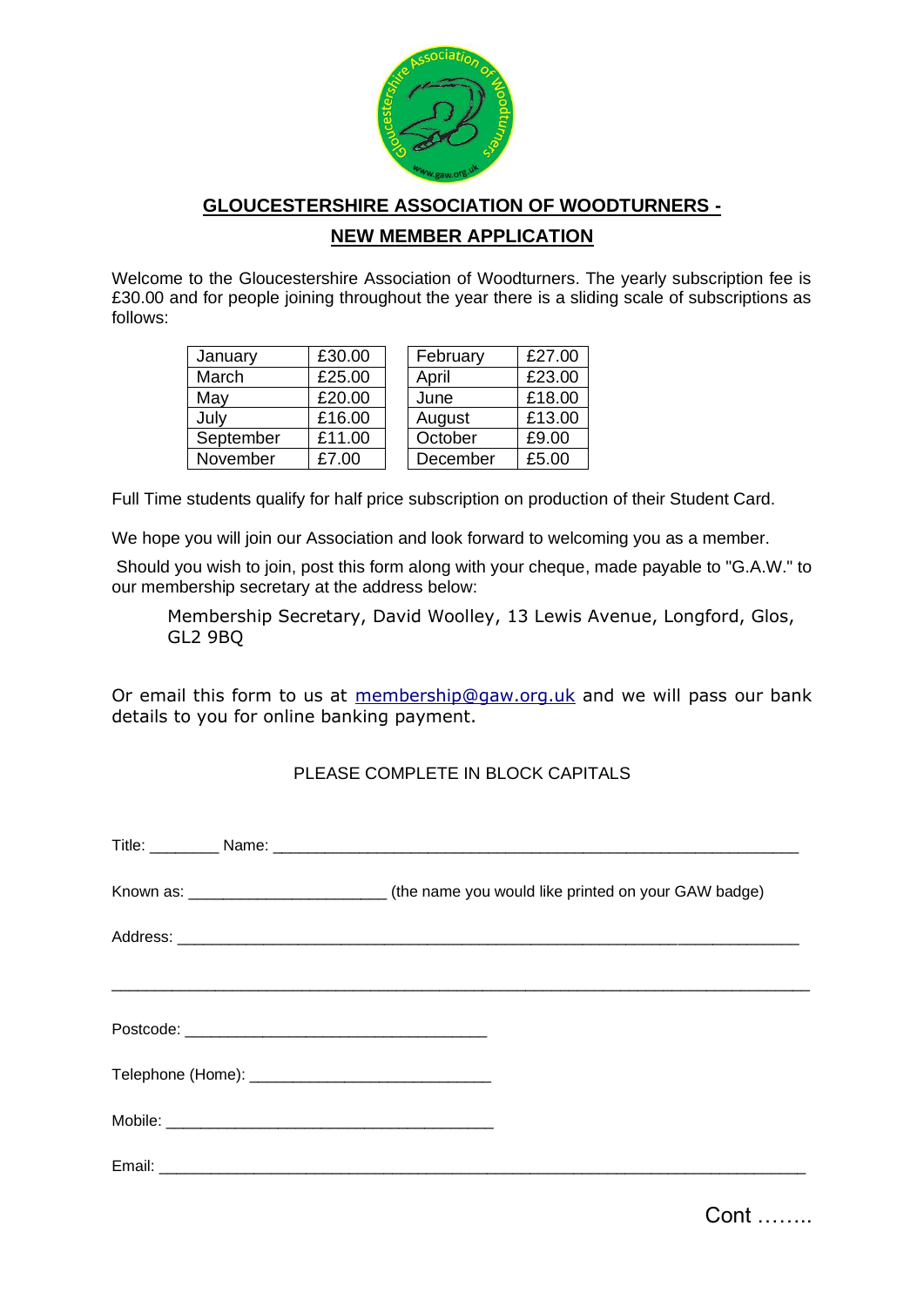# GLOCESTERSHIRE ASSOCIATION OF WOODTURNERS -

## NEW MEMBER APPLICATION

Welcome to the Gloucestershire Association of Woodturners. The yearly subscription fee is £30.00 and for people joining throughout the year there is a sliding scale of subscriptions as follows:

| | | | | |
|---|---|---|---|---|
| January | £30.00 | | February | £27.00 |
| March | £25.00 | | April | £23.00 |
| May | £20.00 | | June | £18.00 |
| July | £16.00 | | August | £13.00 |
| September | £11.00 | | October | £9.00 |
| November | £7.00 | | December | £5.00 |

Full Time students qualify for half price subscription on production of their Student Card.

We hope you will join our Association and look forward to welcoming you as a member.

Should you wish to join, post this form along with your cheque, made payable to "G.A.W." to our membership secretary at the address below:

> Membership Secretary, David Woolley, 13 Lewis Avenue, Longford, Glos, GL2 9BQ

Or email this form to us at membership@gaw.org.uk and we will pass our bank details to you for online banking payment.

PLEASE COMPLETE IN BLOCK CAPITALS

Title: ________ Name: ____________________________________________________________

Known as: _______________________ (the name you would like printed on your GAW badge)

Address: __________________________________________________________________________

___________________________________________________________________________________

Postcode: ___________________________________

Telephone (Home): ____________________________

Mobile: ______________________________________

Email: ____________________________________________________________________________

Cont ……..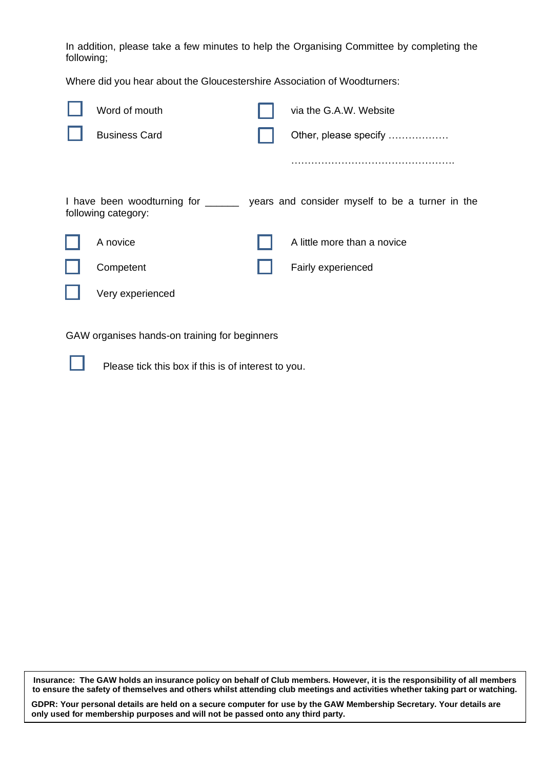In addition, please take a few minutes to help the Organising Committee by completing the following;

Where did you hear about the Gloucestershire Association of Woodturners:

- ☐ Word of mouth
- ☐ via the G.A.W. Website
- ☐ Business Card
- ☐ Other, please specify ………………

………………………………………….

I have been woodturning for ______ years and consider myself to be a turner in the following category:

- ☐ A novice
- ☐ A little more than a novice
- ☐ Competent
- ☐ Fairly experienced
- ☐ Very experienced

GAW organises hands-on training for beginners

☐ Please tick this box if this is of interest to you.

**Insurance: The GAW holds an insurance policy on behalf of Club members. However, it is the responsibility of all members to ensure the safety of themselves and others whilst attending club meetings and activities whether taking part or watching.**

**GDPR: Your personal details are held on a secure computer for use by the GAW Membership Secretary. Your details are only used for membership purposes and will not be passed onto any third party.**